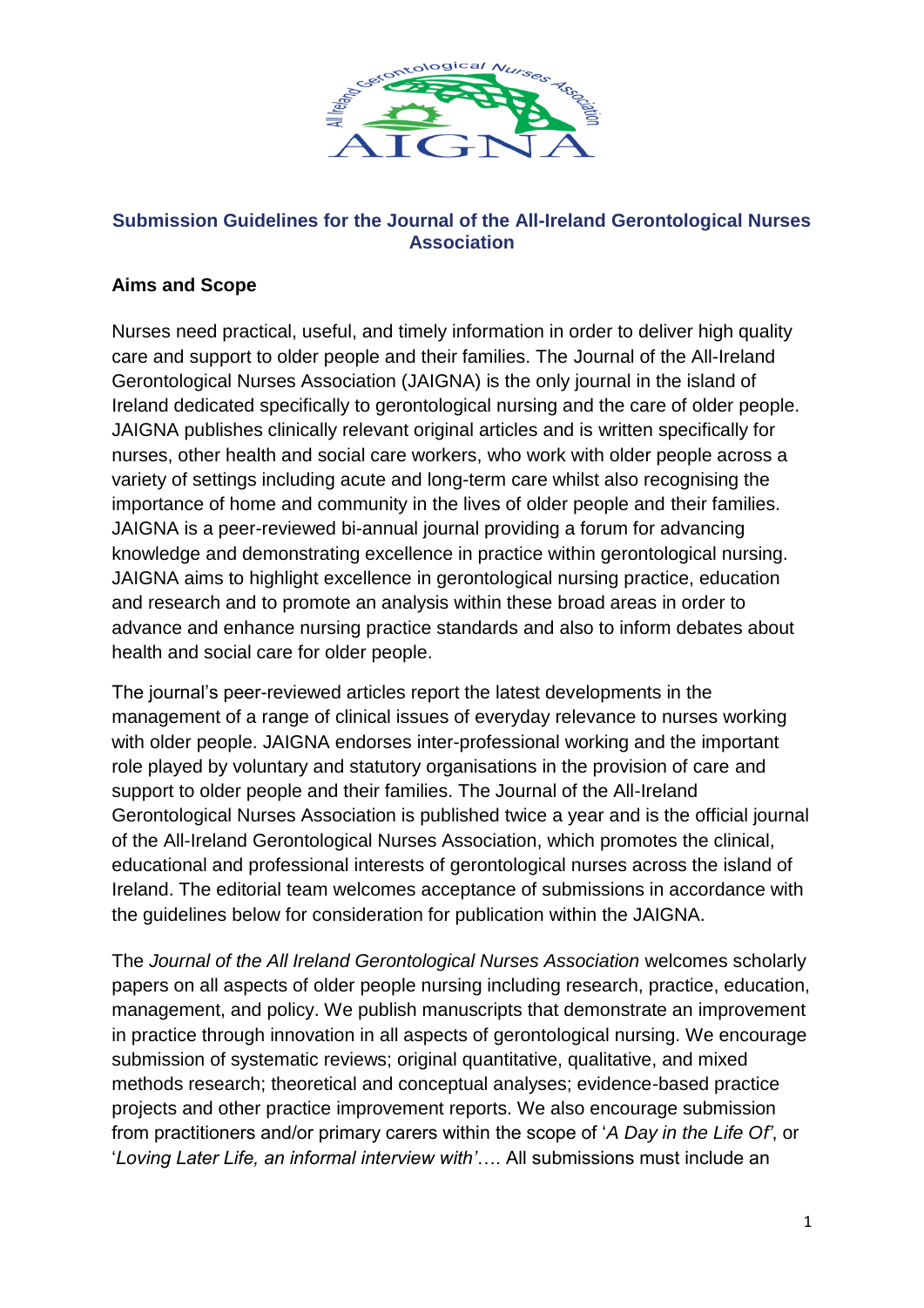## Submission Guidelines for the Journal of the All-Ireland Gerontological Nurses Association

### Aims and Scope

Nurses need practical, useful, and timely information in order to deliver high quality care and support to older people and their families. The Journal of the All-Ireland Gerontological Nurses Association (JAIGNA) is the only journal in the island of Ireland dedicated specifically to gerontological nursing and the care of older people. JAIGNA publishes clinically relevant original articles and is written specifically for nurses, other health and social care workers, who work with older people across a variety of settings including acute and long-term care whilst also recognising the importance of home and community in the lives of older people and their families. JAIGNA is a peer-reviewed bi-annual journal providing a forum for advancing knowledge and demonstrating excellence in practice within gerontological nursing. JAIGNA aims to highlight excellence in gerontological nursing practice, education and research and to promote an analysis within these broad areas in order to advance and enhance nursing practice standards and also to inform debates about health and social care for older people.

The journal's peer-reviewed articles report the latest developments in the management of a range of clinical issues of everyday relevance to nurses working with older people. JAIGNA endorses inter-professional working and the important role played by voluntary and statutory organisations in the provision of care and support to older people and their families. The Journal of the All-Ireland Gerontological Nurses Association is published twice a year and is the official journal of the All-Ireland Gerontological Nurses Association, which promotes the clinical, educational and professional interests of gerontological nurses across the island of Ireland. The editorial team welcomes acceptance of submissions in accordance with the guidelines below for consideration for publication within the JAIGNA.

The *Journal of the All Ireland Gerontological Nurses Association* welcomes scholarly papers on all aspects of older people nursing including research, practice, education, management, and policy. We publish manuscripts that demonstrate an improvement in practice through innovation in all aspects of gerontological nursing. We encourage submission of systematic reviews; original quantitative, qualitative, and mixed methods research; theoretical and conceptual analyses; evidence-based practice projects and other practice improvement reports. We also encourage submission from practitioners and/or primary carers within the scope of '*A Day in the Life Of*', or '*Loving Later Life, an informal interview with*'…. All submissions must include an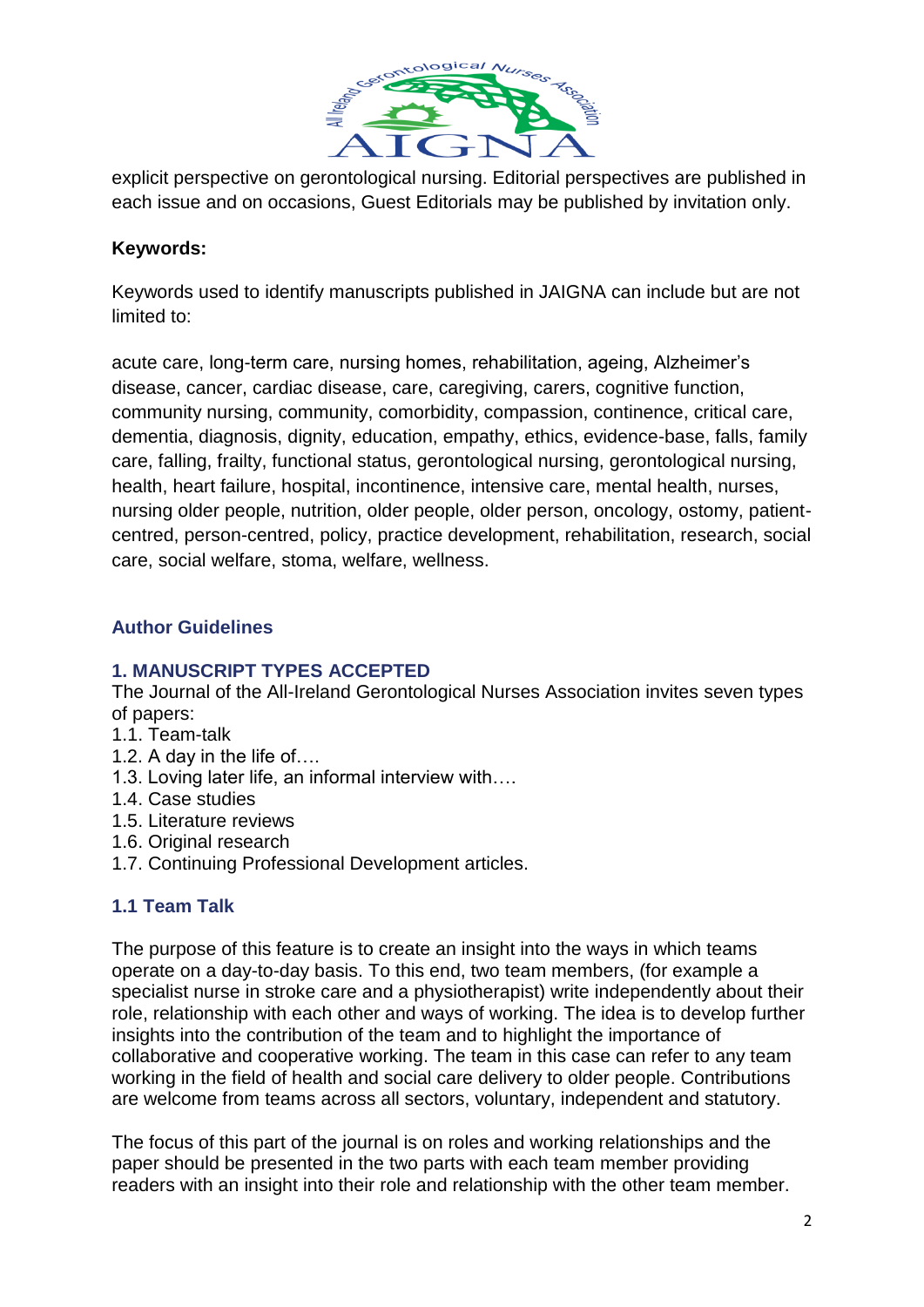explicit perspective on gerontological nursing. Editorial perspectives are published in each issue and on occasions, Guest Editorials may be published by invitation only.

**Keywords:**

Keywords used to identify manuscripts published in JAIGNA can include but are not limited to:

acute care, long-term care, nursing homes, rehabilitation, ageing, Alzheimer's disease, cancer, cardiac disease, care, caregiving, carers, cognitive function, community nursing, community, comorbidity, compassion, continence, critical care, dementia, diagnosis, dignity, education, empathy, ethics, evidence-base, falls, family care, falling, frailty, functional status, gerontological nursing, gerontological nursing, health, heart failure, hospital, incontinence, intensive care, mental health, nurses, nursing older people, nutrition, older people, older person, oncology, ostomy, patient-centred, person-centred, policy, practice development, rehabilitation, research, social care, social welfare, stoma, welfare, wellness.

## Author Guidelines

### 1. MANUSCRIPT TYPES ACCEPTED

The Journal of the All-Ireland Gerontological Nurses Association invites seven types of papers:

1.1. Team-talk
1.2. A day in the life of….
1.3. Loving later life, an informal interview with….
1.4. Case studies
1.5. Literature reviews
1.6. Original research
1.7. Continuing Professional Development articles.

### 1.1 Team Talk

The purpose of this feature is to create an insight into the ways in which teams operate on a day-to-day basis. To this end, two team members, (for example a specialist nurse in stroke care and a physiotherapist) write independently about their role, relationship with each other and ways of working. The idea is to develop further insights into the contribution of the team and to highlight the importance of collaborative and cooperative working. The team in this case can refer to any team working in the field of health and social care delivery to older people. Contributions are welcome from teams across all sectors, voluntary, independent and statutory.

The focus of this part of the journal is on roles and working relationships and the paper should be presented in the two parts with each team member providing readers with an insight into their role and relationship with the other team member.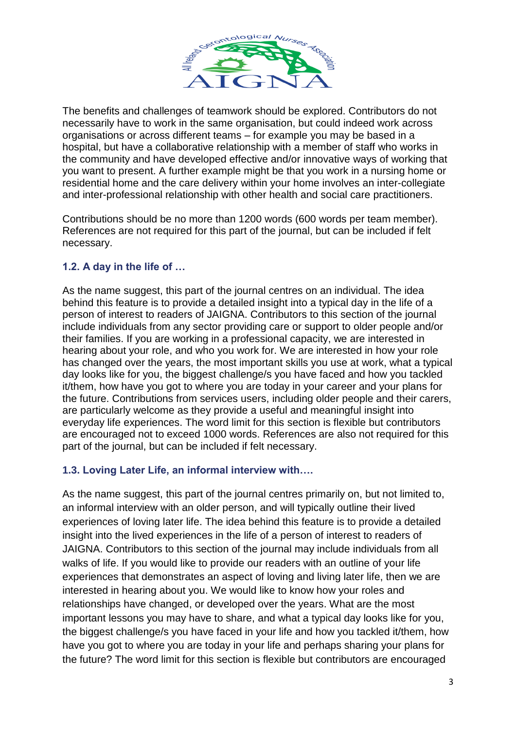The benefits and challenges of teamwork should be explored. Contributors do not necessarily have to work in the same organisation, but could indeed work across organisations or across different teams – for example you may be based in a hospital, but have a collaborative relationship with a member of staff who works in the community and have developed effective and/or innovative ways of working that you want to present. A further example might be that you work in a nursing home or residential home and the care delivery within your home involves an inter-collegiate and inter-professional relationship with other health and social care practitioners.

Contributions should be no more than 1200 words (600 words per team member). References are not required for this part of the journal, but can be included if felt necessary.

### 1.2. A day in the life of …

As the name suggest, this part of the journal centres on an individual. The idea behind this feature is to provide a detailed insight into a typical day in the life of a person of interest to readers of JAIGNA. Contributors to this section of the journal include individuals from any sector providing care or support to older people and/or their families. If you are working in a professional capacity, we are interested in hearing about your role, and who you work for. We are interested in how your role has changed over the years, the most important skills you use at work, what a typical day looks like for you, the biggest challenge/s you have faced and how you tackled it/them, how have you got to where you are today in your career and your plans for the future. Contributions from services users, including older people and their carers, are particularly welcome as they provide a useful and meaningful insight into everyday life experiences. The word limit for this section is flexible but contributors are encouraged not to exceed 1000 words. References are also not required for this part of the journal, but can be included if felt necessary.

### 1.3. Loving Later Life, an informal interview with….

As the name suggest, this part of the journal centres primarily on, but not limited to, an informal interview with an older person, and will typically outline their lived experiences of loving later life. The idea behind this feature is to provide a detailed insight into the lived experiences in the life of a person of interest to readers of JAIGNA. Contributors to this section of the journal may include individuals from all walks of life. If you would like to provide our readers with an outline of your life experiences that demonstrates an aspect of loving and living later life, then we are interested in hearing about you. We would like to know how your roles and relationships have changed, or developed over the years. What are the most important lessons you may have to share, and what a typical day looks like for you, the biggest challenge/s you have faced in your life and how you tackled it/them, how have you got to where you are today in your life and perhaps sharing your plans for the future? The word limit for this section is flexible but contributors are encouraged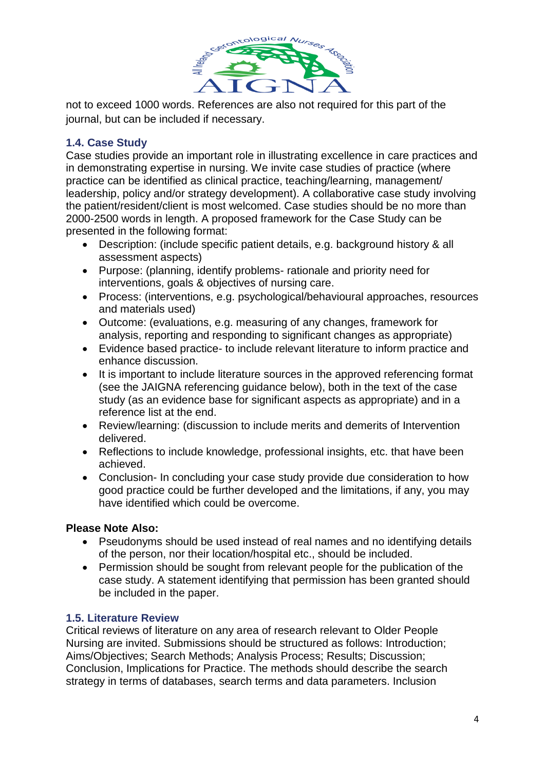not to exceed 1000 words. References are also not required for this part of the journal, but can be included if necessary.

### 1.4. Case Study

Case studies provide an important role in illustrating excellence in care practices and in demonstrating expertise in nursing. We invite case studies of practice (where practice can be identified as clinical practice, teaching/learning, management/ leadership, policy and/or strategy development). A collaborative case study involving the patient/resident/client is most welcomed. Case studies should be no more than 2000-2500 words in length. A proposed framework for the Case Study can be presented in the following format:

- Description: (include specific patient details, e.g. background history & all assessment aspects)
- Purpose: (planning, identify problems- rationale and priority need for interventions, goals & objectives of nursing care.
- Process: (interventions, e.g. psychological/behavioural approaches, resources and materials used)
- Outcome: (evaluations, e.g. measuring of any changes, framework for analysis, reporting and responding to significant changes as appropriate)
- Evidence based practice- to include relevant literature to inform practice and enhance discussion.
- It is important to include literature sources in the approved referencing format (see the JAIGNA referencing guidance below), both in the text of the case study (as an evidence base for significant aspects as appropriate) and in a reference list at the end.
- Review/learning: (discussion to include merits and demerits of Intervention delivered.
- Reflections to include knowledge, professional insights, etc. that have been achieved.
- Conclusion- In concluding your case study provide due consideration to how good practice could be further developed and the limitations, if any, you may have identified which could be overcome.

**Please Note Also:**

- Pseudonyms should be used instead of real names and no identifying details of the person, nor their location/hospital etc., should be included.
- Permission should be sought from relevant people for the publication of the case study. A statement identifying that permission has been granted should be included in the paper.

### 1.5. Literature Review

Critical reviews of literature on any area of research relevant to Older People Nursing are invited. Submissions should be structured as follows: Introduction; Aims/Objectives; Search Methods; Analysis Process; Results; Discussion; Conclusion, Implications for Practice. The methods should describe the search strategy in terms of databases, search terms and data parameters. Inclusion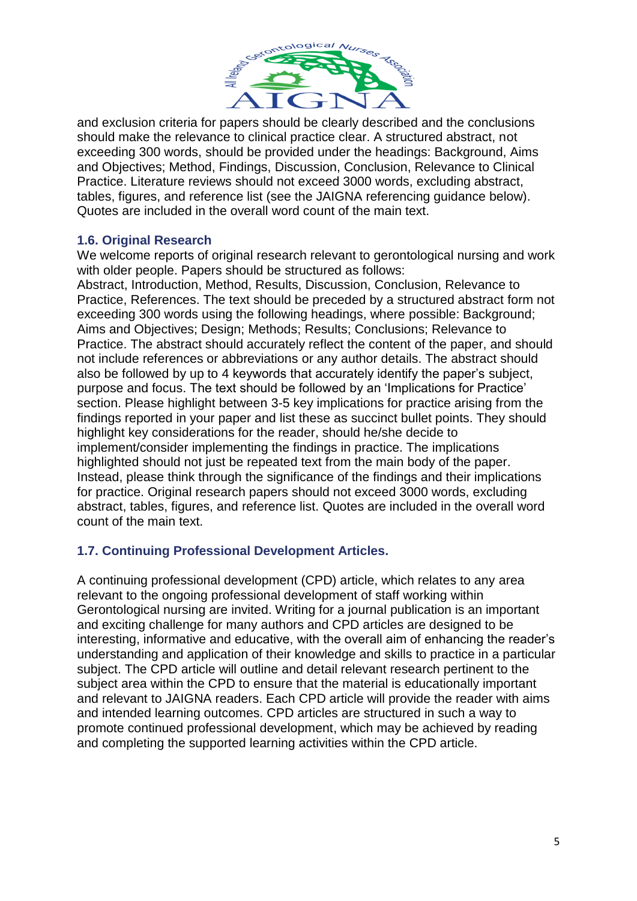and exclusion criteria for papers should be clearly described and the conclusions should make the relevance to clinical practice clear. A structured abstract, not exceeding 300 words, should be provided under the headings: Background, Aims and Objectives; Method, Findings, Discussion, Conclusion, Relevance to Clinical Practice. Literature reviews should not exceed 3000 words, excluding abstract, tables, figures, and reference list (see the JAIGNA referencing guidance below). Quotes are included in the overall word count of the main text.

### 1.6. Original Research

We welcome reports of original research relevant to gerontological nursing and work with older people. Papers should be structured as follows:
Abstract, Introduction, Method, Results, Discussion, Conclusion, Relevance to Practice, References. The text should be preceded by a structured abstract form not exceeding 300 words using the following headings, where possible: Background; Aims and Objectives; Design; Methods; Results; Conclusions; Relevance to Practice. The abstract should accurately reflect the content of the paper, and should not include references or abbreviations or any author details. The abstract should also be followed by up to 4 keywords that accurately identify the paper's subject, purpose and focus. The text should be followed by an 'Implications for Practice' section. Please highlight between 3-5 key implications for practice arising from the findings reported in your paper and list these as succinct bullet points. They should highlight key considerations for the reader, should he/she decide to implement/consider implementing the findings in practice. The implications highlighted should not just be repeated text from the main body of the paper. Instead, please think through the significance of the findings and their implications for practice. Original research papers should not exceed 3000 words, excluding abstract, tables, figures, and reference list. Quotes are included in the overall word count of the main text.

### 1.7. Continuing Professional Development Articles.

A continuing professional development (CPD) article, which relates to any area relevant to the ongoing professional development of staff working within Gerontological nursing are invited. Writing for a journal publication is an important and exciting challenge for many authors and CPD articles are designed to be interesting, informative and educative, with the overall aim of enhancing the reader's understanding and application of their knowledge and skills to practice in a particular subject. The CPD article will outline and detail relevant research pertinent to the subject area within the CPD to ensure that the material is educationally important and relevant to JAIGNA readers. Each CPD article will provide the reader with aims and intended learning outcomes. CPD articles are structured in such a way to promote continued professional development, which may be achieved by reading and completing the supported learning activities within the CPD article.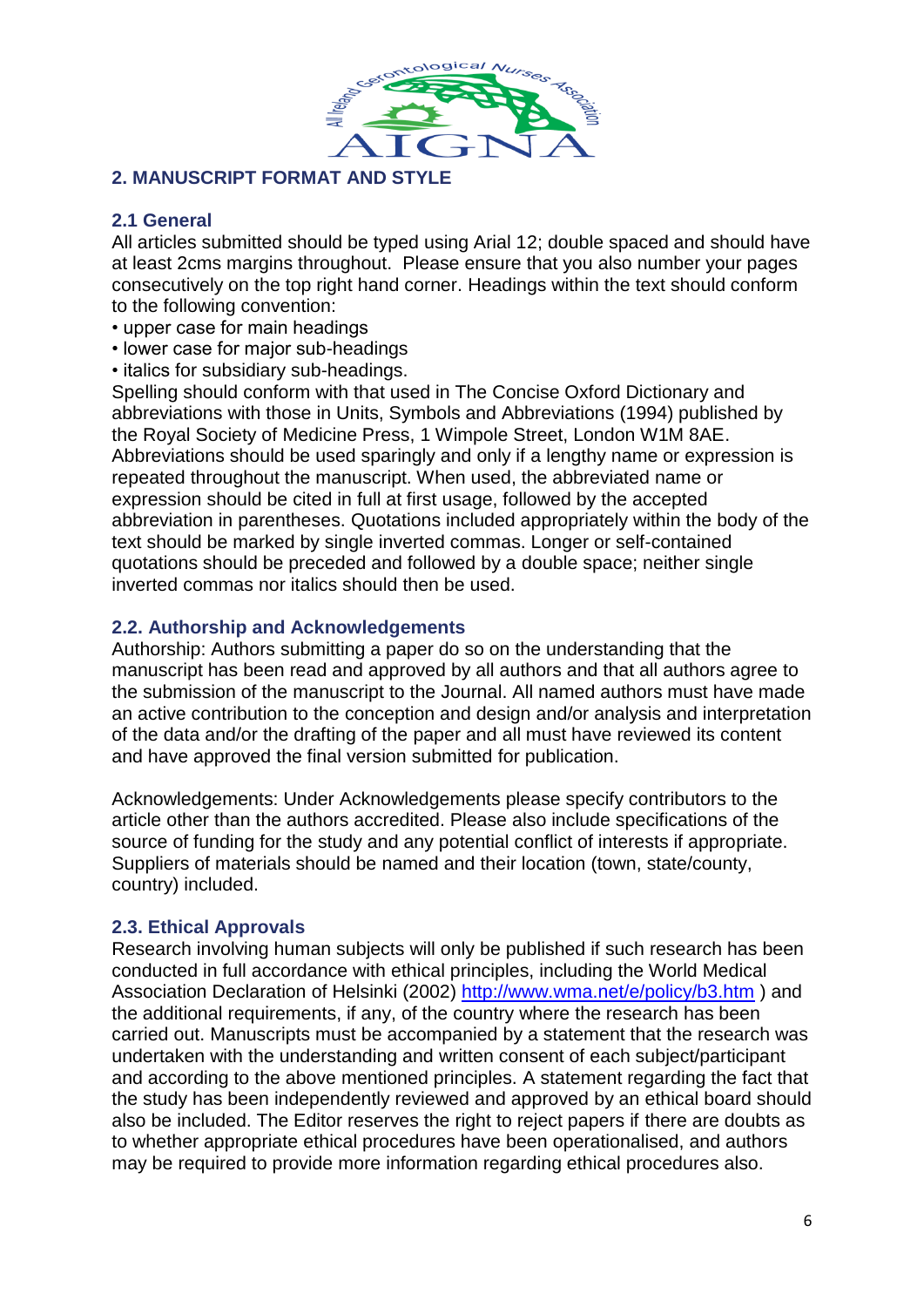## 2. MANUSCRIPT FORMAT AND STYLE

### 2.1 General

All articles submitted should be typed using Arial 12; double spaced and should have at least 2cms margins throughout. Please ensure that you also number your pages consecutively on the top right hand corner. Headings within the text should conform to the following convention:

- upper case for main headings
- lower case for major sub-headings
- italics for subsidiary sub-headings.

Spelling should conform with that used in The Concise Oxford Dictionary and abbreviations with those in Units, Symbols and Abbreviations (1994) published by the Royal Society of Medicine Press, 1 Wimpole Street, London W1M 8AE. Abbreviations should be used sparingly and only if a lengthy name or expression is repeated throughout the manuscript. When used, the abbreviated name or expression should be cited in full at first usage, followed by the accepted abbreviation in parentheses. Quotations included appropriately within the body of the text should be marked by single inverted commas. Longer or self-contained quotations should be preceded and followed by a double space; neither single inverted commas nor italics should then be used.

### 2.2. Authorship and Acknowledgements

Authorship: Authors submitting a paper do so on the understanding that the manuscript has been read and approved by all authors and that all authors agree to the submission of the manuscript to the Journal. All named authors must have made an active contribution to the conception and design and/or analysis and interpretation of the data and/or the drafting of the paper and all must have reviewed its content and have approved the final version submitted for publication.

Acknowledgements: Under Acknowledgements please specify contributors to the article other than the authors accredited. Please also include specifications of the source of funding for the study and any potential conflict of interests if appropriate. Suppliers of materials should be named and their location (town, state/county, country) included.

### 2.3. Ethical Approvals

Research involving human subjects will only be published if such research has been conducted in full accordance with ethical principles, including the World Medical Association Declaration of Helsinki (2002) [http://www.wma.net/e/policy/b3.htm](http://www.wma.net/e/policy/b3.htm) ) and the additional requirements, if any, of the country where the research has been carried out. Manuscripts must be accompanied by a statement that the research was undertaken with the understanding and written consent of each subject/participant and according to the above mentioned principles. A statement regarding the fact that the study has been independently reviewed and approved by an ethical board should also be included. The Editor reserves the right to reject papers if there are doubts as to whether appropriate ethical procedures have been operationalised, and authors may be required to provide more information regarding ethical procedures also.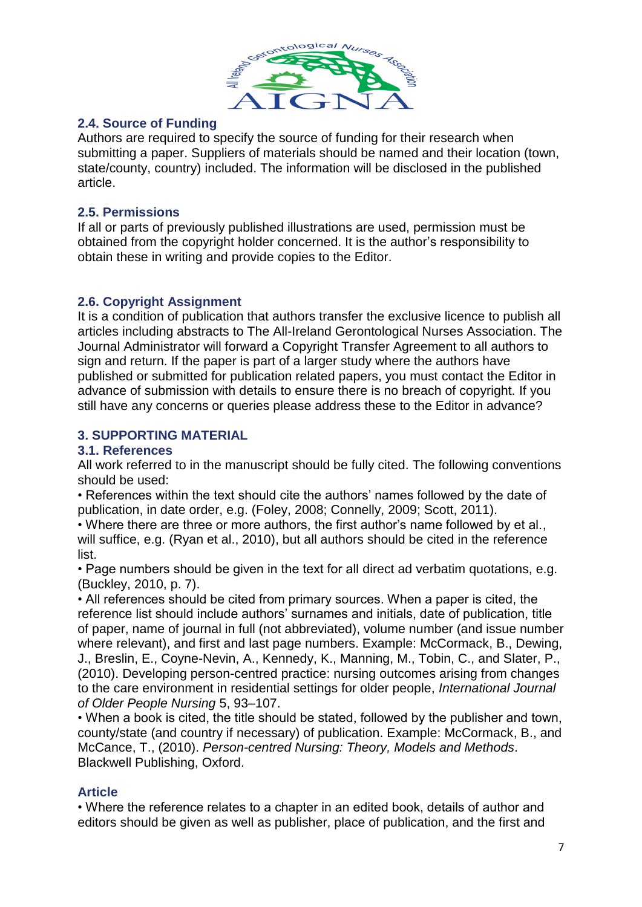### 2.4. Source of Funding

Authors are required to specify the source of funding for their research when submitting a paper. Suppliers of materials should be named and their location (town, state/county, country) included. The information will be disclosed in the published article.

### 2.5. Permissions

If all or parts of previously published illustrations are used, permission must be obtained from the copyright holder concerned. It is the author's responsibility to obtain these in writing and provide copies to the Editor.

### 2.6. Copyright Assignment

It is a condition of publication that authors transfer the exclusive licence to publish all articles including abstracts to The All-Ireland Gerontological Nurses Association. The Journal Administrator will forward a Copyright Transfer Agreement to all authors to sign and return. If the paper is part of a larger study where the authors have published or submitted for publication related papers, you must contact the Editor in advance of submission with details to ensure there is no breach of copyright. If you still have any concerns or queries please address these to the Editor in advance?

## 3. SUPPORTING MATERIAL

### 3.1. References

All work referred to in the manuscript should be fully cited. The following conventions should be used:

- References within the text should cite the authors' names followed by the date of publication, in date order, e.g. (Foley, 2008; Connelly, 2009; Scott, 2011).
- Where there are three or more authors, the first author's name followed by et al., will suffice, e.g. (Ryan et al., 2010), but all authors should be cited in the reference list.
- Page numbers should be given in the text for all direct ad verbatim quotations, e.g. (Buckley, 2010, p. 7).
- All references should be cited from primary sources. When a paper is cited, the reference list should include authors' surnames and initials, date of publication, title of paper, name of journal in full (not abbreviated), volume number (and issue number where relevant), and first and last page numbers. Example: McCormack, B., Dewing, J., Breslin, E., Coyne-Nevin, A., Kennedy, K., Manning, M., Tobin, C., and Slater, P., (2010). Developing person-centred practice: nursing outcomes arising from changes to the care environment in residential settings for older people, *International Journal of Older People Nursing* 5, 93–107.
- When a book is cited, the title should be stated, followed by the publisher and town, county/state (and country if necessary) of publication. Example: McCormack, B., and McCance, T., (2010). *Person-centred Nursing: Theory, Models and Methods*. Blackwell Publishing, Oxford.

### Article

- Where the reference relates to a chapter in an edited book, details of author and editors should be given as well as publisher, place of publication, and the first and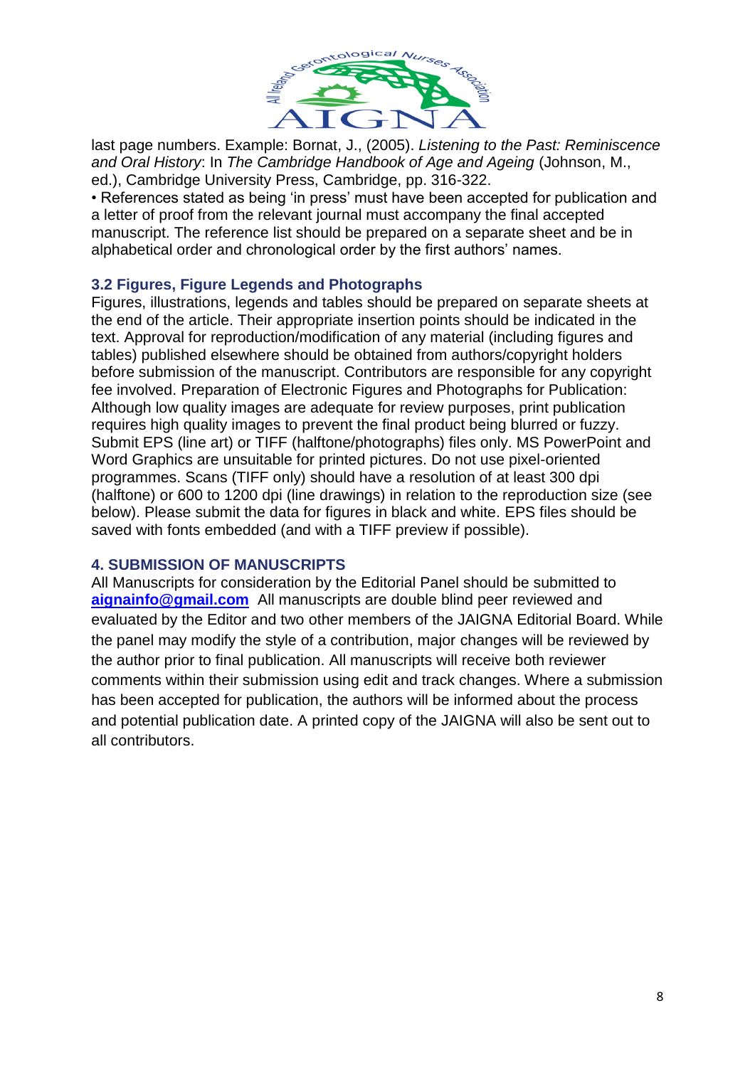last page numbers. Example: Bornat, J., (2005). *Listening to the Past: Reminiscence and Oral History*: In *The Cambridge Handbook of Age and Ageing* (Johnson, M., ed.), Cambridge University Press, Cambridge, pp. 316-322.

• References stated as being 'in press' must have been accepted for publication and a letter of proof from the relevant journal must accompany the final accepted manuscript. The reference list should be prepared on a separate sheet and be in alphabetical order and chronological order by the first authors' names.

### 3.2 Figures, Figure Legends and Photographs

Figures, illustrations, legends and tables should be prepared on separate sheets at the end of the article. Their appropriate insertion points should be indicated in the text. Approval for reproduction/modification of any material (including figures and tables) published elsewhere should be obtained from authors/copyright holders before submission of the manuscript. Contributors are responsible for any copyright fee involved. Preparation of Electronic Figures and Photographs for Publication: Although low quality images are adequate for review purposes, print publication requires high quality images to prevent the final product being blurred or fuzzy. Submit EPS (line art) or TIFF (halftone/photographs) files only. MS PowerPoint and Word Graphics are unsuitable for printed pictures. Do not use pixel-oriented programmes. Scans (TIFF only) should have a resolution of at least 300 dpi (halftone) or 600 to 1200 dpi (line drawings) in relation to the reproduction size (see below). Please submit the data for figures in black and white. EPS files should be saved with fonts embedded (and with a TIFF preview if possible).

## 4. SUBMISSION OF MANUSCRIPTS

All Manuscripts for consideration by the Editorial Panel should be submitted to **aignainfo@gmail.com** All manuscripts are double blind peer reviewed and evaluated by the Editor and two other members of the JAIGNA Editorial Board. While the panel may modify the style of a contribution, major changes will be reviewed by the author prior to final publication. All manuscripts will receive both reviewer comments within their submission using edit and track changes. Where a submission has been accepted for publication, the authors will be informed about the process and potential publication date. A printed copy of the JAIGNA will also be sent out to all contributors.